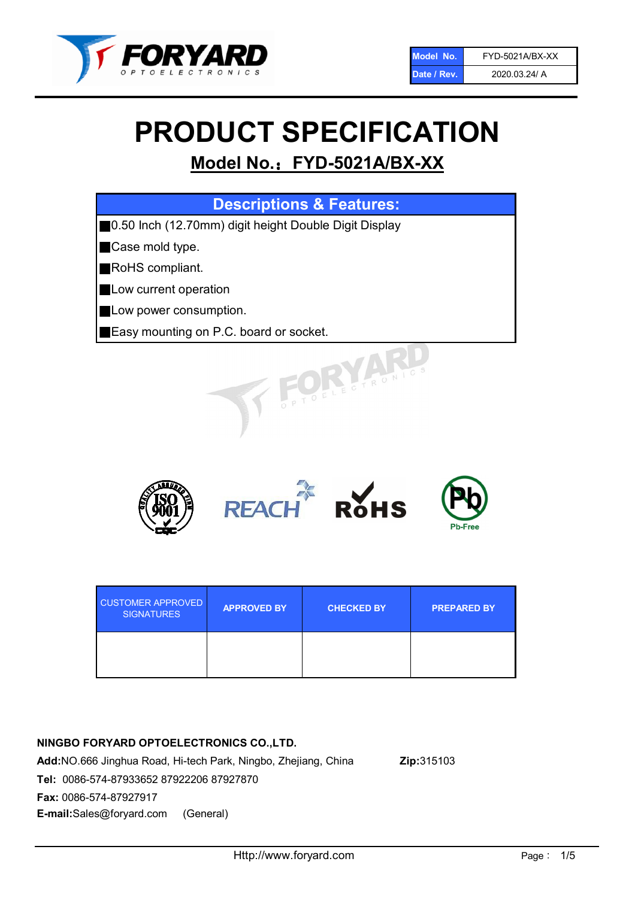| Model No. | FYD-5021A/BX-XX |
| --- | --- |
| Date / Rev. | 2020.03.24/ A |

# PRODUCT SPECIFICATION

## Model No.：FYD-5021A/BX-XX

### Descriptions & Features:

- 0.50 Inch (12.70mm) digit height Double Digit Display
- Case mold type.
- RoHS compliant.
- Low current operation
- Low power consumption.
- Easy mounting on P.C. board or socket.

| CUSTOMER APPROVED SIGNATURES | APPROVED BY | CHECKED BY | PREPARED BY |
| --- | --- | --- | --- |
| | | | |

**NINGBO FORYARD OPTOELECTRONICS CO.,LTD.**

**Add:**NO.666 Jinghua Road, Hi-tech Park, Ningbo, Zhejiang, China **Zip:**315103

**Tel:** 0086-574-87933652 87922206 87927870

**Fax:** 0086-574-87927917

**E-mail:**Sales@foryard.com (General)

Http://www.foryard.com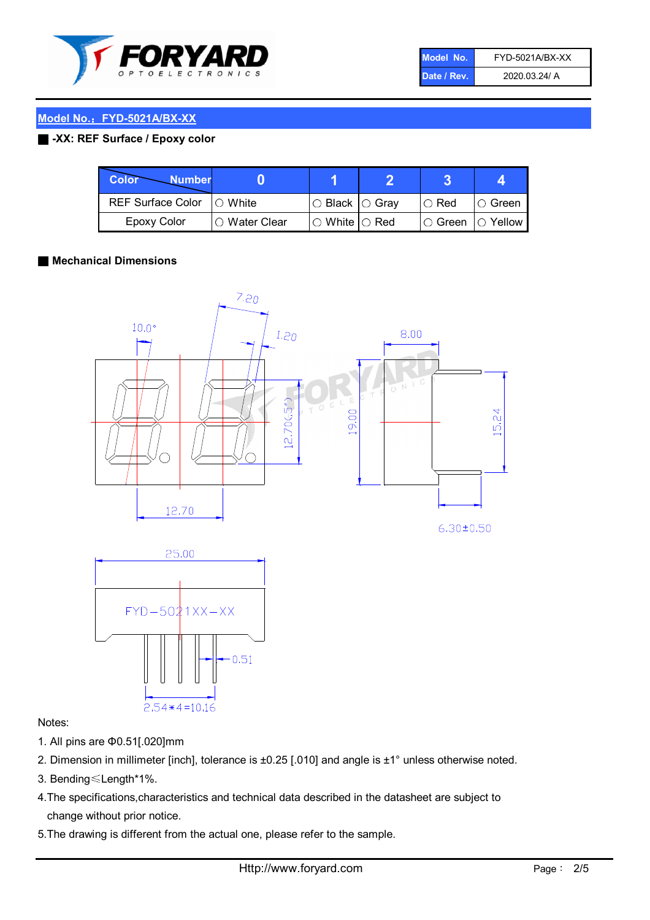| Model No. | FYD-5021A/BX-XX |
| --- | --- |
| Date / Rev. | 2020.03.24/ A |

## Model No.：FYD-5021A/BX-XX

### -XX: REF Surface / Epoxy color

| Color \ Number | 0 | 1 | 2 | 3 | 4 |
| --- | --- | --- | --- | --- | --- |
| REF Surface Color | ○ White | ○ Black | ○ Gray | ○ Red | ○ Green |
| Epoxy Color | ○ Water Clear | ○ White | ○ Red | ○ Green | ○ Yellow |

### Mechanical Dimensions

Notes:

1. All pins are Φ0.51[.020]mm
2. Dimension in millimeter [inch], tolerance is ±0.25 [.010] and angle is ±1° unless otherwise noted.
3. Bending≤Length*1%.
4. The specifications,characteristics and technical data described in the datasheet are subject to change without prior notice.
5. The drawing is different from the actual one, please refer to the sample.

Http://www.foryard.com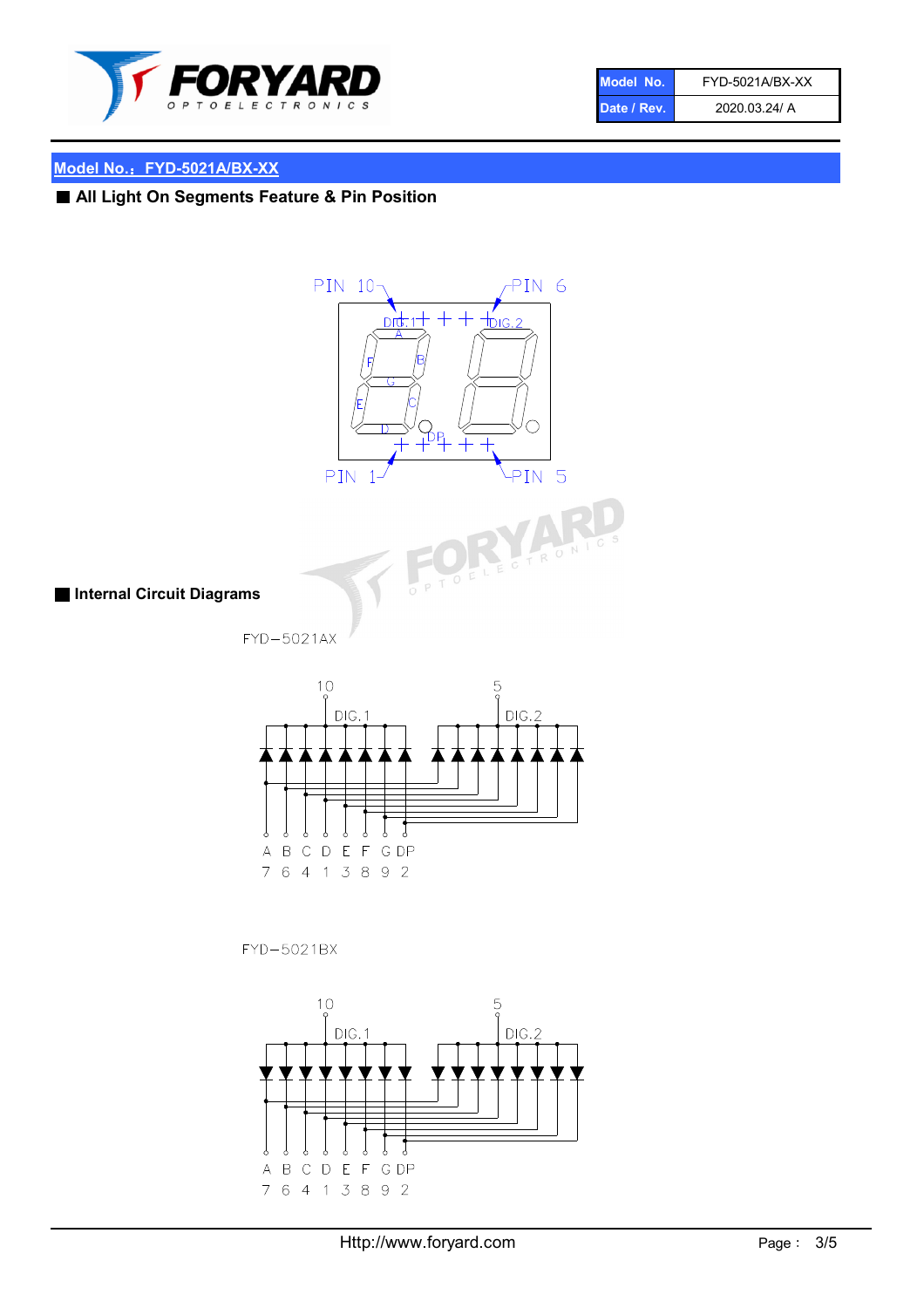| Model No. | FYD-5021A/BX-XX |
| --- | --- |
| Date / Rev. | 2020.03.24/ A |

## Model No.：FYD-5021A/BX-XX

### ■ All Light On Segments Feature & Pin Position

PIN 10 PIN 6

DIG.1 DIG.2

A B C D E F G DP

PIN 1 PIN 5

### ■ Internal Circuit Diagrams

FYD−5021AX

10 5

DIG.1 DIG.2

| A | B | C | D | E | F | G | DP |
| --- | --- | --- | --- | --- | --- | --- | --- |
| 7 | 6 | 4 | 1 | 3 | 8 | 9 | 2 |

FYD−5021BX

10 5

DIG.1 DIG.2

| A | B | C | D | E | F | G | DP |
| --- | --- | --- | --- | --- | --- | --- | --- |
| 7 | 6 | 4 | 1 | 3 | 8 | 9 | 2 |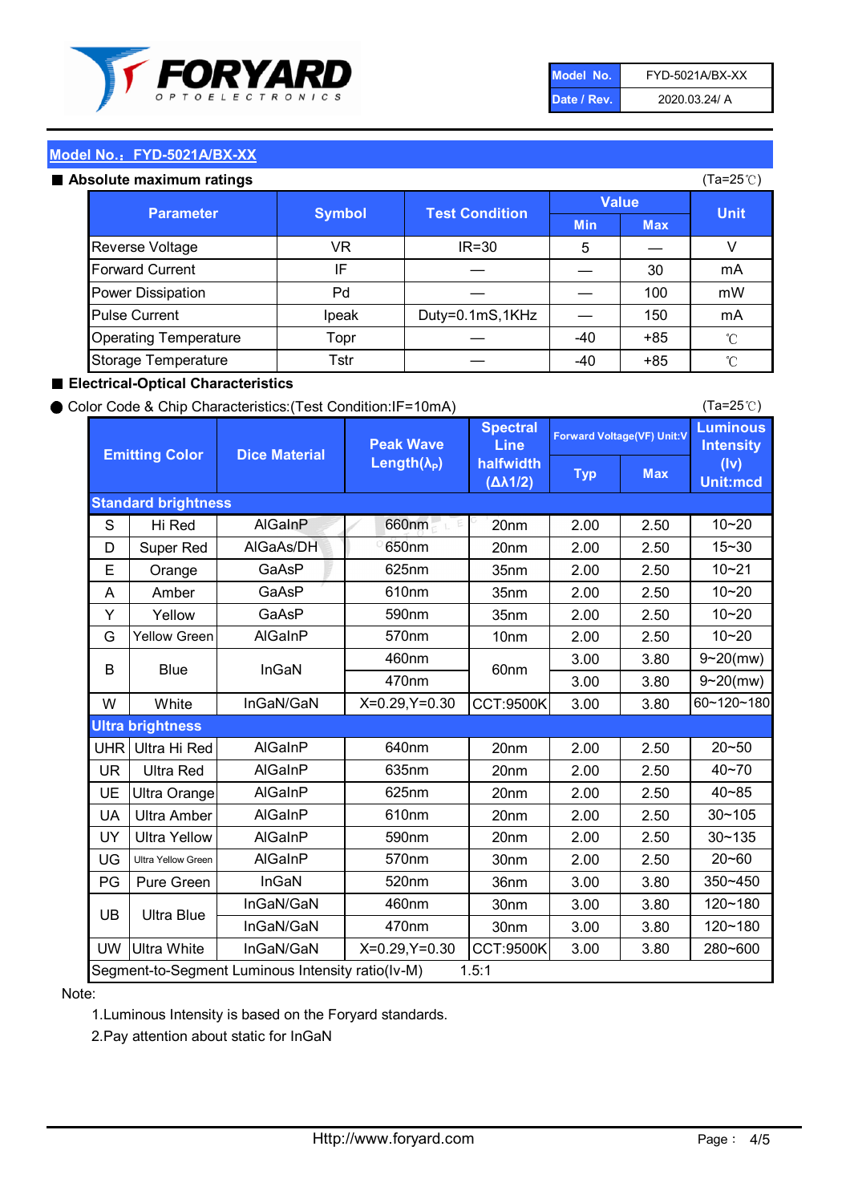| Model No. | FYD-5021A/BX-XX |
|---|---|
| Date / Rev. | 2020.03.24/ A |

## Model No.：FYD-5021A/BX-XX

### ■ Absolute maximum ratings

(Ta=25℃)

| Parameter | Symbol | Test Condition | Value | | Unit |
|---|---|---|---|---|---|
| | | | Min | Max | |
| Reverse Voltage | VR | IR=30 | 5 | — | V |
| Forward Current | IF | — | — | 30 | mA |
| Power Dissipation | Pd | — | — | 100 | mW |
| Pulse Current | Ipeak | Duty=0.1mS,1KHz | — | 150 | mA |
| Operating Temperature | Topr | — | -40 | +85 | ℃ |
| Storage Temperature | Tstr | — | -40 | +85 | ℃ |

### ■ Electrical-Optical Characteristics

● Color Code & Chip Characteristics:(Test Condition:IF=10mA)

(Ta=25℃)

| Emitting Color | | Dice Material | Peak Wave Length($\lambda_P$) | Spectral Line halfwidth ($\Delta\lambda1/2$) | Forward Voltage(VF) Unit:V | | Luminous Intensity (Iv) Unit:mcd |
|---|---|---|---|---|---|---|---|
| | | | | | Typ | Max | |
| **Standard brightness** | | | | | | | |
| S | Hi Red | AlGaInP | 660nm | 20nm | 2.00 | 2.50 | 10~20 |
| D | Super Red | AlGaAs/DH | 650nm | 20nm | 2.00 | 2.50 | 15~30 |
| E | Orange | GaAsP | 625nm | 35nm | 2.00 | 2.50 | 10~21 |
| A | Amber | GaAsP | 610nm | 35nm | 2.00 | 2.50 | 10~20 |
| Y | Yellow | GaAsP | 590nm | 35nm | 2.00 | 2.50 | 10~20 |
| G | Yellow Green | AlGaInP | 570nm | 10nm | 2.00 | 2.50 | 10~20 |
| B | Blue | InGaN | 460nm | 60nm | 3.00 | 3.80 | 9~20(mw) |
| | | | 470nm | | 3.00 | 3.80 | 9~20(mw) |
| W | White | InGaN/GaN | X=0.29,Y=0.30 | CCT:9500K | 3.00 | 3.80 | 60~120~180 |
| **Ultra brightness** | | | | | | | |
| UHR | Ultra Hi Red | AlGaInP | 640nm | 20nm | 2.00 | 2.50 | 20~50 |
| UR | Ultra Red | AlGaInP | 635nm | 20nm | 2.00 | 2.50 | 40~70 |
| UE | Ultra Orange | AlGaInP | 625nm | 20nm | 2.00 | 2.50 | 40~85 |
| UA | Ultra Amber | AlGaInP | 610nm | 20nm | 2.00 | 2.50 | 30~105 |
| UY | Ultra Yellow | AlGaInP | 590nm | 20nm | 2.00 | 2.50 | 30~135 |
| UG | Ultra Yellow Green | AlGaInP | 570nm | 30nm | 2.00 | 2.50 | 20~60 |
| PG | Pure Green | InGaN | 520nm | 36nm | 3.00 | 3.80 | 350~450 |
| UB | Ultra Blue | InGaN/GaN | 460nm | 30nm | 3.00 | 3.80 | 120~180 |
| | | InGaN/GaN | 470nm | 30nm | 3.00 | 3.80 | 120~180 |
| UW | Ultra White | InGaN/GaN | X=0.29,Y=0.30 | CCT:9500K | 3.00 | 3.80 | 280~600 |
| Segment-to-Segment Luminous Intensity ratio(Iv-M) | | | | 1.5:1 | | | |

Note:

1.Luminous Intensity is based on the Foryard standards.

2.Pay attention about static for InGaN

Http://www.foryard.com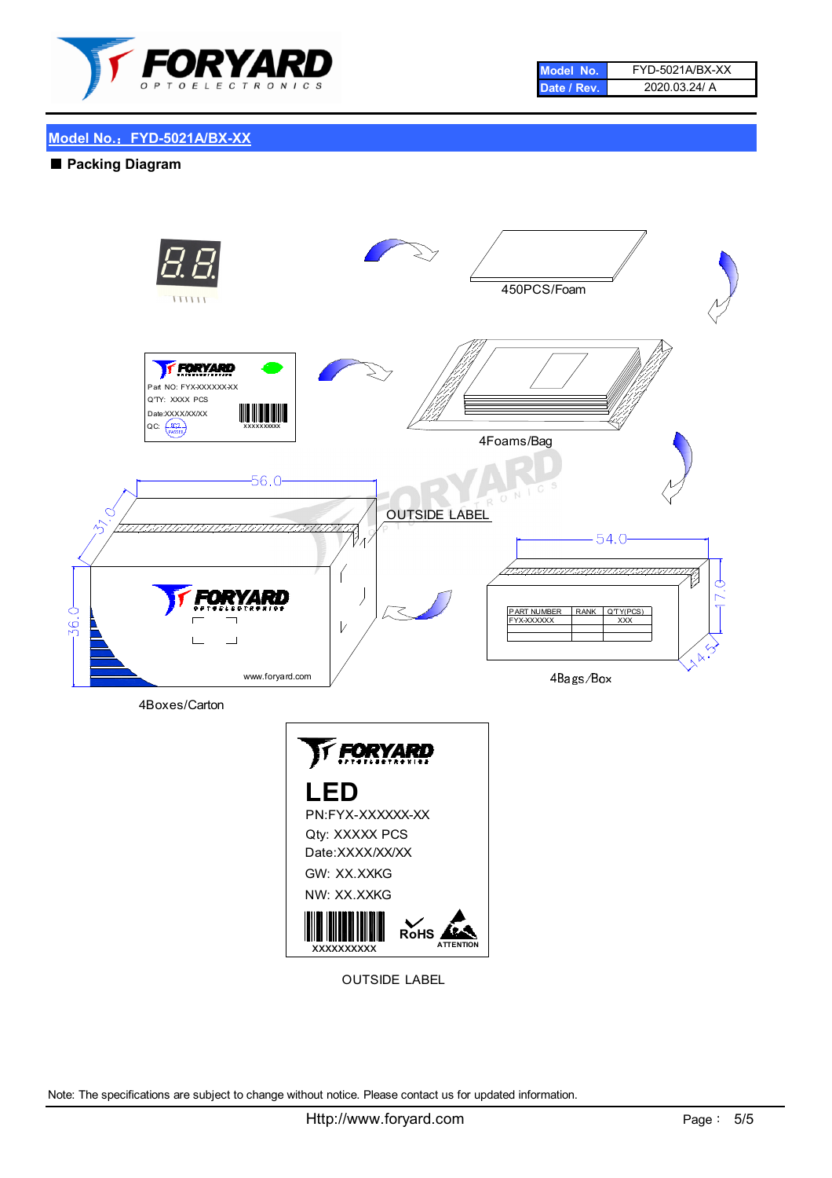| Model No. | FYD-5021A/BX-XX |
|---|---|
| Date / Rev. | 2020.03.24/ A |

## Model No.：FYD-5021A/BX-XX

■ Packing Diagram

450PCS/Foam

Part NO: FYX-XXXXXXX-XX
Q'TY: XXXX PCS
Date:XXXX/XX/XX
QC:

4Foams/Bag

56.0
31.0
36.0
OUTSIDE LABEL

www.foryard.com

4Boxes/Carton

54.0
17.0
14.5

| PART NUMBER | RANK | Q'TY(PCS) |
|---|---|---|
| FYX-XXXXXX | | XXX |

4Bags/Box

LED
PN:FYX-XXXXXX-XX
Qty: XXXXX PCS
Date:XXXX/XX/XX
GW: XX.XXKG
NW: XX.XXKG
XXXXXXXXXX
RoHS
ATTENTION

OUTSIDE LABEL

Note: The specifications are subject to change without notice. Please contact us for updated information.